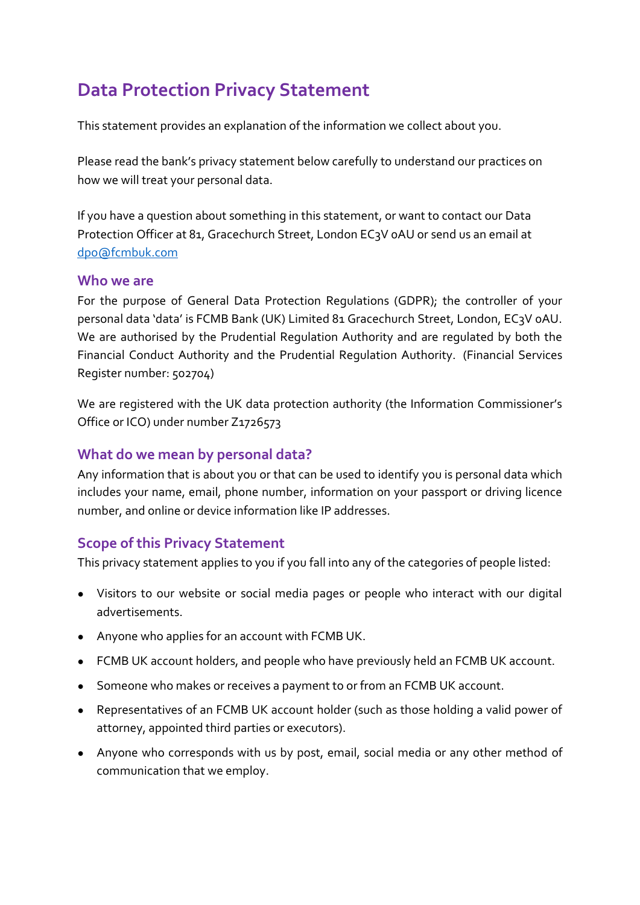# Data Protection Privacy Statement

This statement provides an explanation of the information we collect about you.

Please read the bank's privacy statement below carefully to understand our practices on how we will treat your personal data.

If you have a question about something in this statement, or want to contact our Data Protection Officer at 81, Gracechurch Street, London EC3V 0AU or send us an email at dpo@fcmbuk.com

## Who we are

For the purpose of General Data Protection Regulations (GDPR); the controller of your personal data 'data' is FCMB Bank (UK) Limited 81 Gracechurch Street, London, EC3V 0AU. We are authorised by the Prudential Regulation Authority and are regulated by both the Financial Conduct Authority and the Prudential Regulation Authority. (Financial Services Register number: 502704)

We are registered with the UK data protection authority (the Information Commissioner's Office or ICO) under number Z1726573

## What do we mean by personal data?

Any information that is about you or that can be used to identify you is personal data which includes your name, email, phone number, information on your passport or driving licence number, and online or device information like IP addresses.

## Scope of this Privacy Statement

This privacy statement applies to you if you fall into any of the categories of people listed:

- Visitors to our website or social media pages or people who interact with our digital advertisements.
- Anyone who applies for an account with FCMB UK.
- FCMB UK account holders, and people who have previously held an FCMB UK account.
- Someone who makes or receives a payment to or from an FCMB UK account.
- Representatives of an FCMB UK account holder (such as those holding a valid power of attorney, appointed third parties or executors).
- Anyone who corresponds with us by post, email, social media or any other method of communication that we employ.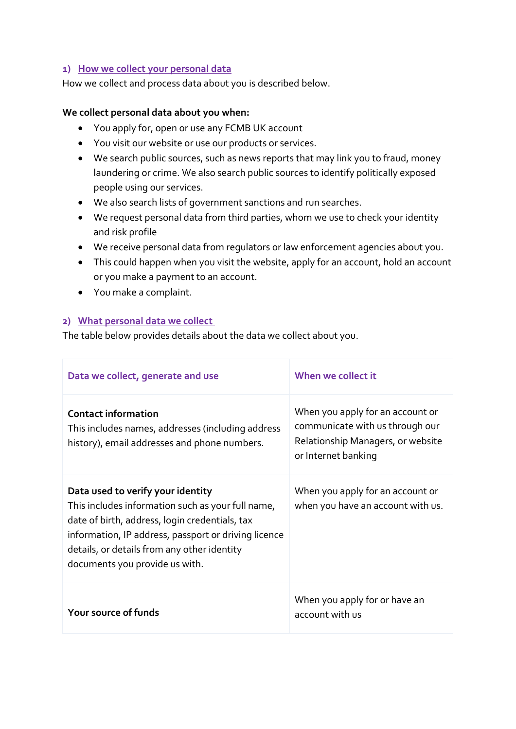## 1) How we collect your personal data

How we collect and process data about you is described below.

**We collect personal data about you when:**

- You apply for, open or use any FCMB UK account
- You visit our website or use our products or services.
- We search public sources, such as news reports that may link you to fraud, money laundering or crime. We also search public sources to identify politically exposed people using our services.
- We also search lists of government sanctions and run searches.
- We request personal data from third parties, whom we use to check your identity and risk profile
- We receive personal data from regulators or law enforcement agencies about you.
- This could happen when you visit the website, apply for an account, hold an account or you make a payment to an account.
- You make a complaint.

## 2) What personal data we collect

The table below provides details about the data we collect about you.

| Data we collect, generate and use | When we collect it |
| --- | --- |
| **Contact information**<br>This includes names, addresses (including address history), email addresses and phone numbers. | When you apply for an account or communicate with us through our Relationship Managers, or website or Internet banking |
| **Data used to verify your identity**<br>This includes information such as your full name, date of birth, address, login credentials, tax information, IP address, passport or driving licence details, or details from any other identity documents you provide us with. | When you apply for an account or when you have an account with us. |
| **Your source of funds** | When you apply for or have an account with us |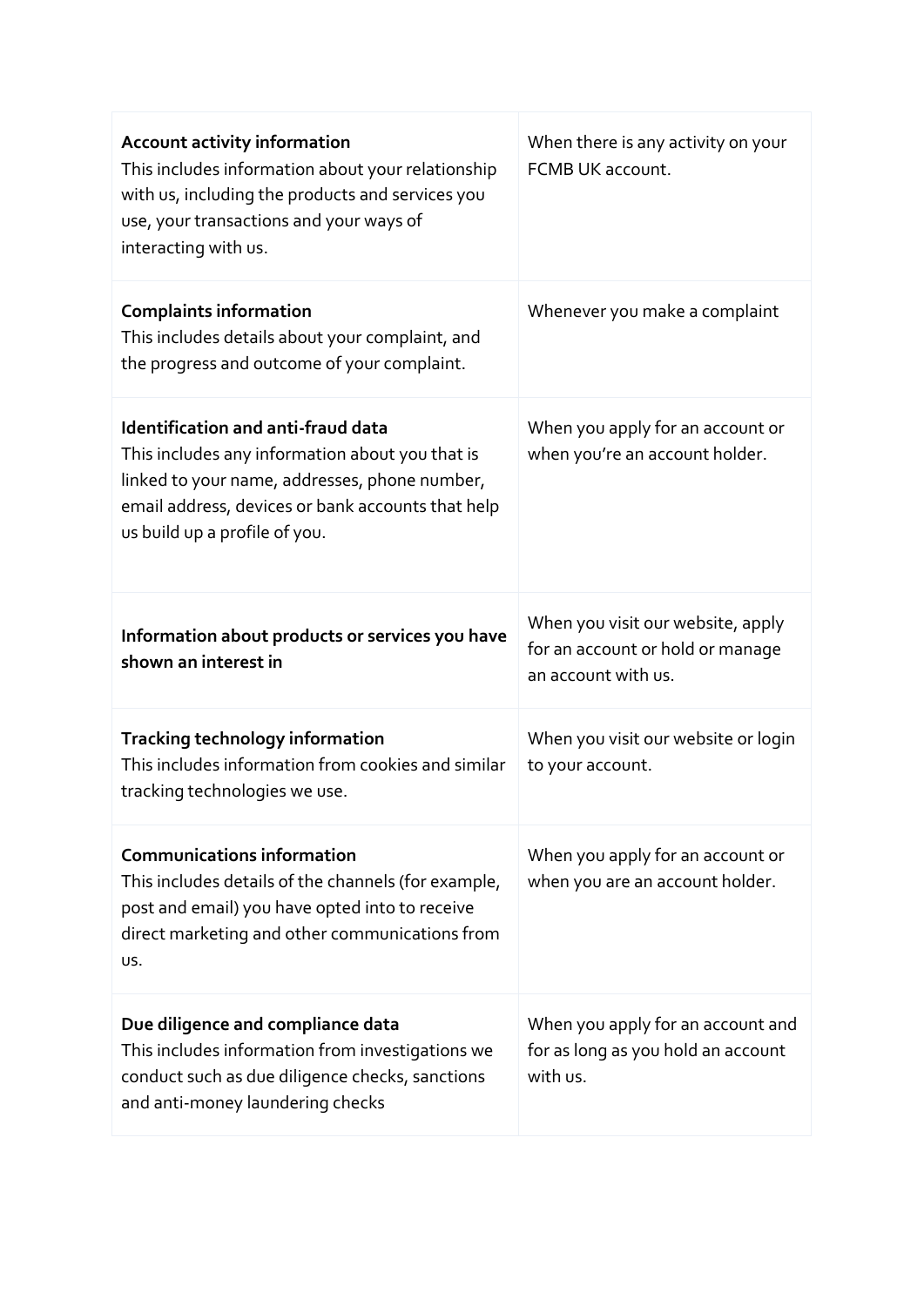| | |
|---|---|
| **Account activity information**<br>This includes information about your relationship with us, including the products and services you use, your transactions and your ways of interacting with us. | When there is any activity on your FCMB UK account. |
| **Complaints information**<br>This includes details about your complaint, and the progress and outcome of your complaint. | Whenever you make a complaint |
| **Identification and anti-fraud data**<br>This includes any information about you that is linked to your name, addresses, phone number, email address, devices or bank accounts that help us build up a profile of you. | When you apply for an account or when you're an account holder. |
| **Information about products or services you have shown an interest in** | When you visit our website, apply for an account or hold or manage an account with us. |
| **Tracking technology information**<br>This includes information from cookies and similar tracking technologies we use. | When you visit our website or login to your account. |
| **Communications information**<br>This includes details of the channels (for example, post and email) you have opted into to receive direct marketing and other communications from us. | When you apply for an account or when you are an account holder. |
| **Due diligence and compliance data**<br>This includes information from investigations we conduct such as due diligence checks, sanctions and anti-money laundering checks | When you apply for an account and for as long as you hold an account with us. |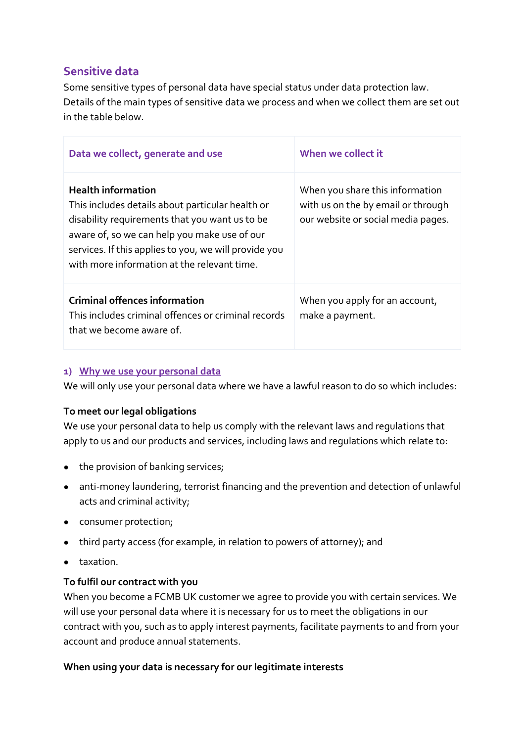## Sensitive data

Some sensitive types of personal data have special status under data protection law. Details of the main types of sensitive data we process and when we collect them are set out in the table below.

| Data we collect, generate and use | When we collect it |
| --- | --- |
| **Health information**<br>This includes details about particular health or disability requirements that you want us to be aware of, so we can help you make use of our services. If this applies to you, we will provide you with more information at the relevant time. | When you share this information with us on the by email or through our website or social media pages. |
| **Criminal offences information**<br>This includes criminal offences or criminal records that we become aware of. | When you apply for an account, make a payment. |

### 1) Why we use your personal data

We will only use your personal data where we have a lawful reason to do so which includes:

**To meet our legal obligations**

We use your personal data to help us comply with the relevant laws and regulations that apply to us and our products and services, including laws and regulations which relate to:

- the provision of banking services;
- anti-money laundering, terrorist financing and the prevention and detection of unlawful acts and criminal activity;
- consumer protection;
- third party access (for example, in relation to powers of attorney); and
- taxation.

**To fulfil our contract with you**

When you become a FCMB UK customer we agree to provide you with certain services. We will use your personal data where it is necessary for us to meet the obligations in our contract with you, such as to apply interest payments, facilitate payments to and from your account and produce annual statements.

**When using your data is necessary for our legitimate interests**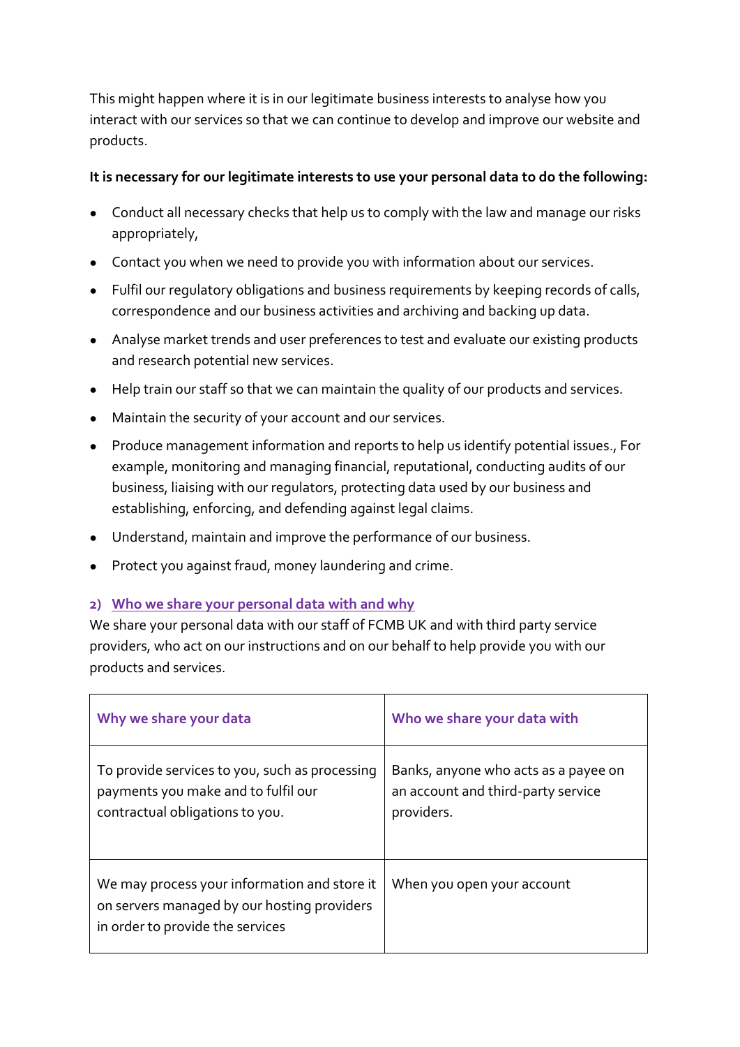This might happen where it is in our legitimate business interests to analyse how you interact with our services so that we can continue to develop and improve our website and products.

**It is necessary for our legitimate interests to use your personal data to do the following:**

- Conduct all necessary checks that help us to comply with the law and manage our risks appropriately,
- Contact you when we need to provide you with information about our services.
- Fulfil our regulatory obligations and business requirements by keeping records of calls, correspondence and our business activities and archiving and backing up data.
- Analyse market trends and user preferences to test and evaluate our existing products and research potential new services.
- Help train our staff so that we can maintain the quality of our products and services.
- Maintain the security of your account and our services.
- Produce management information and reports to help us identify potential issues., For example, monitoring and managing financial, reputational, conducting audits of our business, liaising with our regulators, protecting data used by our business and establishing, enforcing, and defending against legal claims.
- Understand, maintain and improve the performance of our business.
- Protect you against fraud, money laundering and crime.

## 2) Who we share your personal data with and why

We share your personal data with our staff of FCMB UK and with third party service providers, who act on our instructions and on our behalf to help provide you with our products and services.

| Why we share your data | Who we share your data with |
| --- | --- |
| To provide services to you, such as processing payments you make and to fulfil our contractual obligations to you. | Banks, anyone who acts as a payee on an account and third-party service providers. |
| We may process your information and store it on servers managed by our hosting providers in order to provide the services | When you open your account |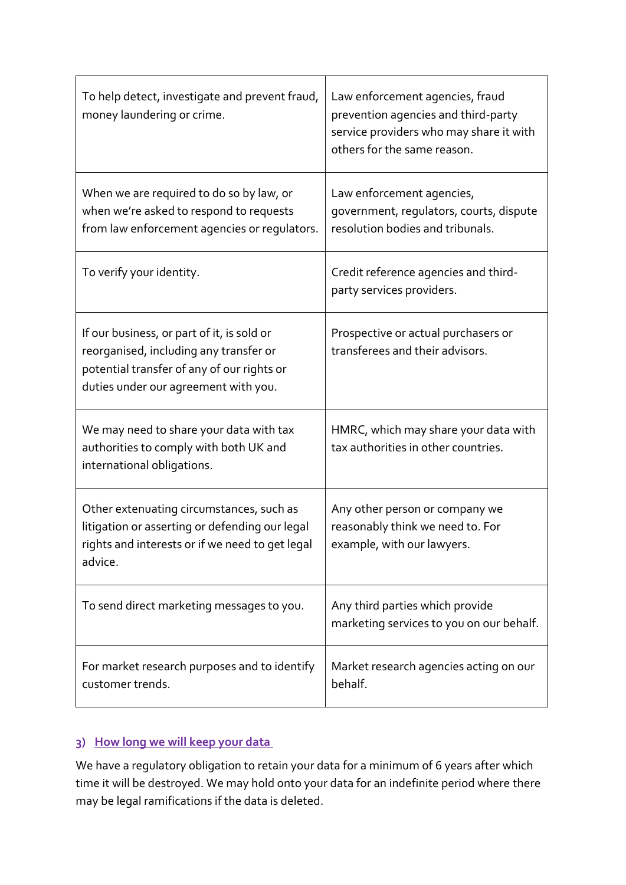| To help detect, investigate and prevent fraud, money laundering or crime. | Law enforcement agencies, fraud prevention agencies and third-party service providers who may share it with others for the same reason. |
| --- | --- |
| When we are required to do so by law, or when we're asked to respond to requests from law enforcement agencies or regulators. | Law enforcement agencies, government, regulators, courts, dispute resolution bodies and tribunals. |
| To verify your identity. | Credit reference agencies and third-party services providers. |
| If our business, or part of it, is sold or reorganised, including any transfer or potential transfer of any of our rights or duties under our agreement with you. | Prospective or actual purchasers or transferees and their advisors. |
| We may need to share your data with tax authorities to comply with both UK and international obligations. | HMRC, which may share your data with tax authorities in other countries. |
| Other extenuating circumstances, such as litigation or asserting or defending our legal rights and interests or if we need to get legal advice. | Any other person or company we reasonably think we need to. For example, with our lawyers. |
| To send direct marketing messages to you. | Any third parties which provide marketing services to you on our behalf. |
| For market research purposes and to identify customer trends. | Market research agencies acting on our behalf. |

## 3) How long we will keep your data

We have a regulatory obligation to retain your data for a minimum of 6 years after which time it will be destroyed. We may hold onto your data for an indefinite period where there may be legal ramifications if the data is deleted.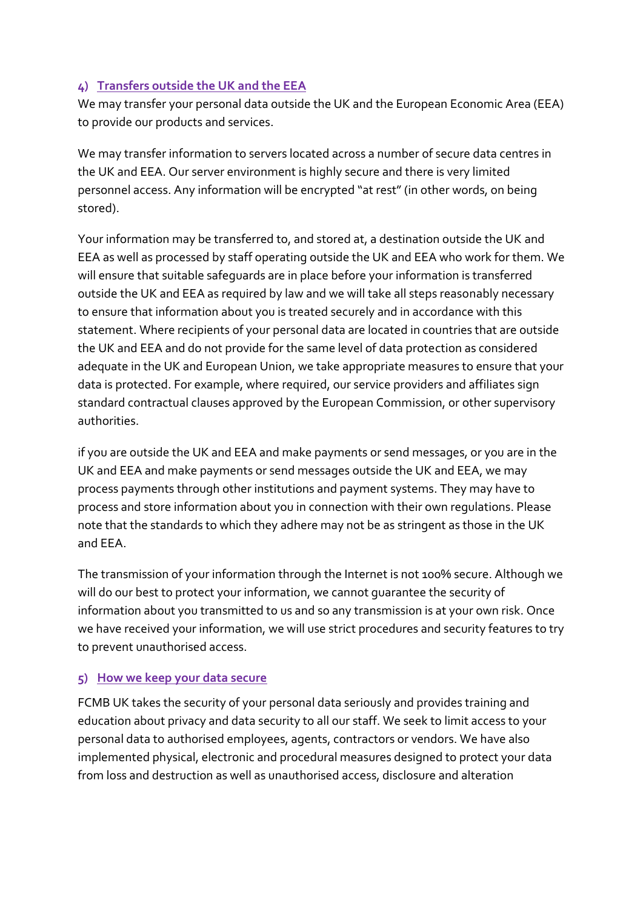## 4) Transfers outside the UK and the EEA

We may transfer your personal data outside the UK and the European Economic Area (EEA) to provide our products and services.

We may transfer information to servers located across a number of secure data centres in the UK and EEA. Our server environment is highly secure and there is very limited personnel access. Any information will be encrypted "at rest" (in other words, on being stored).

Your information may be transferred to, and stored at, a destination outside the UK and EEA as well as processed by staff operating outside the UK and EEA who work for them. We will ensure that suitable safeguards are in place before your information is transferred outside the UK and EEA as required by law and we will take all steps reasonably necessary to ensure that information about you is treated securely and in accordance with this statement. Where recipients of your personal data are located in countries that are outside the UK and EEA and do not provide for the same level of data protection as considered adequate in the UK and European Union, we take appropriate measures to ensure that your data is protected. For example, where required, our service providers and affiliates sign standard contractual clauses approved by the European Commission, or other supervisory authorities.

if you are outside the UK and EEA and make payments or send messages, or you are in the UK and EEA and make payments or send messages outside the UK and EEA, we may process payments through other institutions and payment systems. They may have to process and store information about you in connection with their own regulations. Please note that the standards to which they adhere may not be as stringent as those in the UK and EEA.

The transmission of your information through the Internet is not 100% secure. Although we will do our best to protect your information, we cannot guarantee the security of information about you transmitted to us and so any transmission is at your own risk. Once we have received your information, we will use strict procedures and security features to try to prevent unauthorised access.

## 5) How we keep your data secure

FCMB UK takes the security of your personal data seriously and provides training and education about privacy and data security to all our staff. We seek to limit access to your personal data to authorised employees, agents, contractors or vendors. We have also implemented physical, electronic and procedural measures designed to protect your data from loss and destruction as well as unauthorised access, disclosure and alteration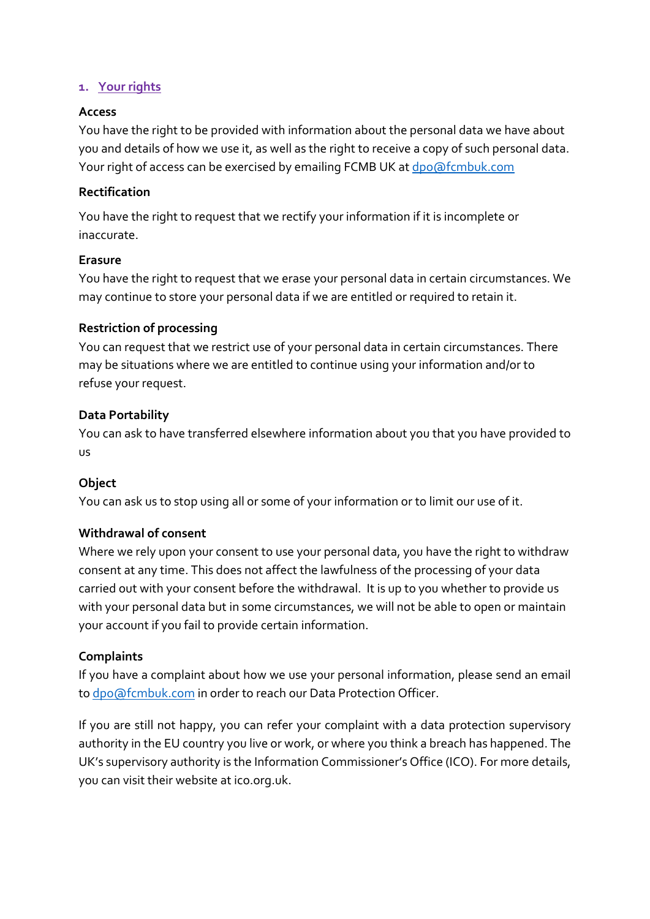## 1. Your rights

**Access**

You have the right to be provided with information about the personal data we have about you and details of how we use it, as well as the right to receive a copy of such personal data. Your right of access can be exercised by emailing FCMB UK at dpo@fcmbuk.com

**Rectification**

You have the right to request that we rectify your information if it is incomplete or inaccurate.

**Erasure**

You have the right to request that we erase your personal data in certain circumstances. We may continue to store your personal data if we are entitled or required to retain it.

**Restriction of processing**

You can request that we restrict use of your personal data in certain circumstances. There may be situations where we are entitled to continue using your information and/or to refuse your request.

**Data Portability**

You can ask to have transferred elsewhere information about you that you have provided to us

**Object**

You can ask us to stop using all or some of your information or to limit our use of it.

**Withdrawal of consent**

Where we rely upon your consent to use your personal data, you have the right to withdraw consent at any time. This does not affect the lawfulness of the processing of your data carried out with your consent before the withdrawal. It is up to you whether to provide us with your personal data but in some circumstances, we will not be able to open or maintain your account if you fail to provide certain information.

**Complaints**

If you have a complaint about how we use your personal information, please send an email to dpo@fcmbuk.com in order to reach our Data Protection Officer.

If you are still not happy, you can refer your complaint with a data protection supervisory authority in the EU country you live or work, or where you think a breach has happened. The UK's supervisory authority is the Information Commissioner's Office (ICO). For more details, you can visit their website at ico.org.uk.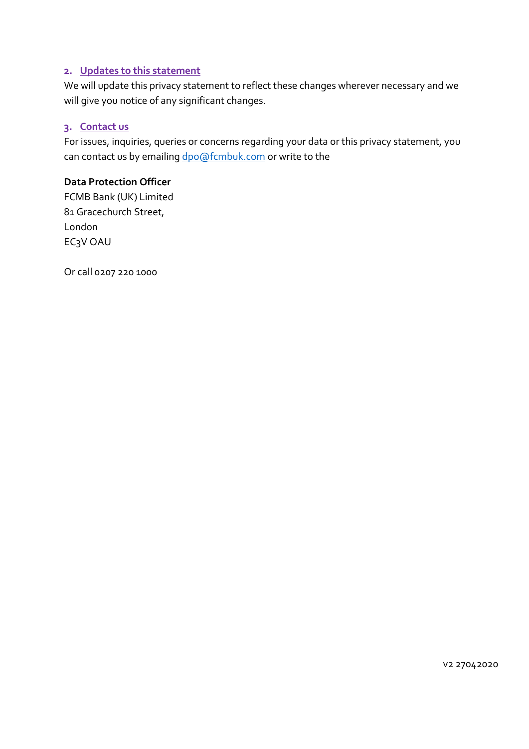## 2. Updates to this statement

We will update this privacy statement to reflect these changes wherever necessary and we will give you notice of any significant changes.

## 3. Contact us

For issues, inquiries, queries or concerns regarding your data or this privacy statement, you can contact us by emailing dpo@fcmbuk.com or write to the

**Data Protection Officer**
FCMB Bank (UK) Limited
81 Gracechurch Street,
London
EC3V OAU

Or call 0207 220 1000

V2 27042020